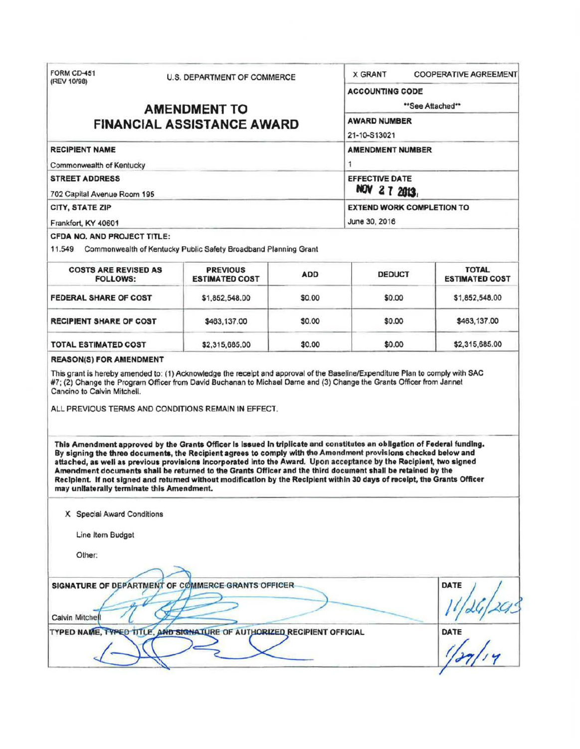FORM CD-451 (REV 10/98)

U.S. DEPARTMENT OF COMMERCE

# AMENDMENT TO FINANCIAL ASSISTANCE AWARD

X GRANT    COOPERATIVE AGREEMENT

**ACCOUNTING CODE**
**See Attached**

**AWARD NUMBER**
21-10-S13021

**RECIPIENT NAME**
Commonwealth of Kentucky

**AMENDMENT NUMBER**
1

**STREET ADDRESS**
702 Capital Avenue Room 195

**EFFECTIVE DATE**
NOV 27 2013

**CITY, STATE ZIP**
Frankfort, KY 40601

**EXTEND WORK COMPLETION TO**
June 30, 2016

**CFDA NO. AND PROJECT TITLE:**
11.549 Commonwealth of Kentucky Public Safety Broadband Planning Grant

| COSTS ARE REVISED AS FOLLOWS: | PREVIOUS ESTIMATED COST | ADD | DEDUCT | TOTAL ESTIMATED COST |
|---|---|---|---|---|
| FEDERAL SHARE OF COST | $1,852,548.00 | $0.00 | $0.00 | $1,852,548.00 |
| RECIPIENT SHARE OF COST | $463,137.00 | $0.00 | $0.00 | $463,137.00 |
| TOTAL ESTIMATED COST | $2,315,685.00 | $0.00 | $0.00 | $2,315,685.00 |

**REASON(S) FOR AMENDMENT**

This grant is hereby amended to: (1) Acknowledge the receipt and approval of the Baseline/Expenditure Plan to comply with SAC #7; (2) Change the Program Officer from David Buchanan to Michael Dame and (3) Change the Grants Officer from Jannet Cancino to Calvin Mitchell.

ALL PREVIOUS TERMS AND CONDITIONS REMAIN IN EFFECT.

**This Amendment approved by the Grants Officer is issued in triplicate and constitutes an obligation of Federal funding. By signing the three documents, the Recipient agrees to comply with the Amendment provisions checked below and attached, as well as previous provisions incorporated into the Award. Upon acceptance by the Recipient, two signed Amendment documents shall be returned to the Grants Officer and the third document shall be retained by the Recipient. If not signed and returned without modification by the Recipient within 30 days of receipt, the Grants Officer may unilaterally terminate this Amendment.**

X Special Award Conditions

Line Item Budget

Other:

**SIGNATURE OF DEPARTMENT OF COMMERCE GRANTS OFFICER**
Calvin Mitchell

**DATE**
11/26/2013

**TYPED NAME, TYPED TITLE, AND SIGNATURE OF AUTHORIZED RECIPIENT OFFICIAL**

**DATE**
1/27/14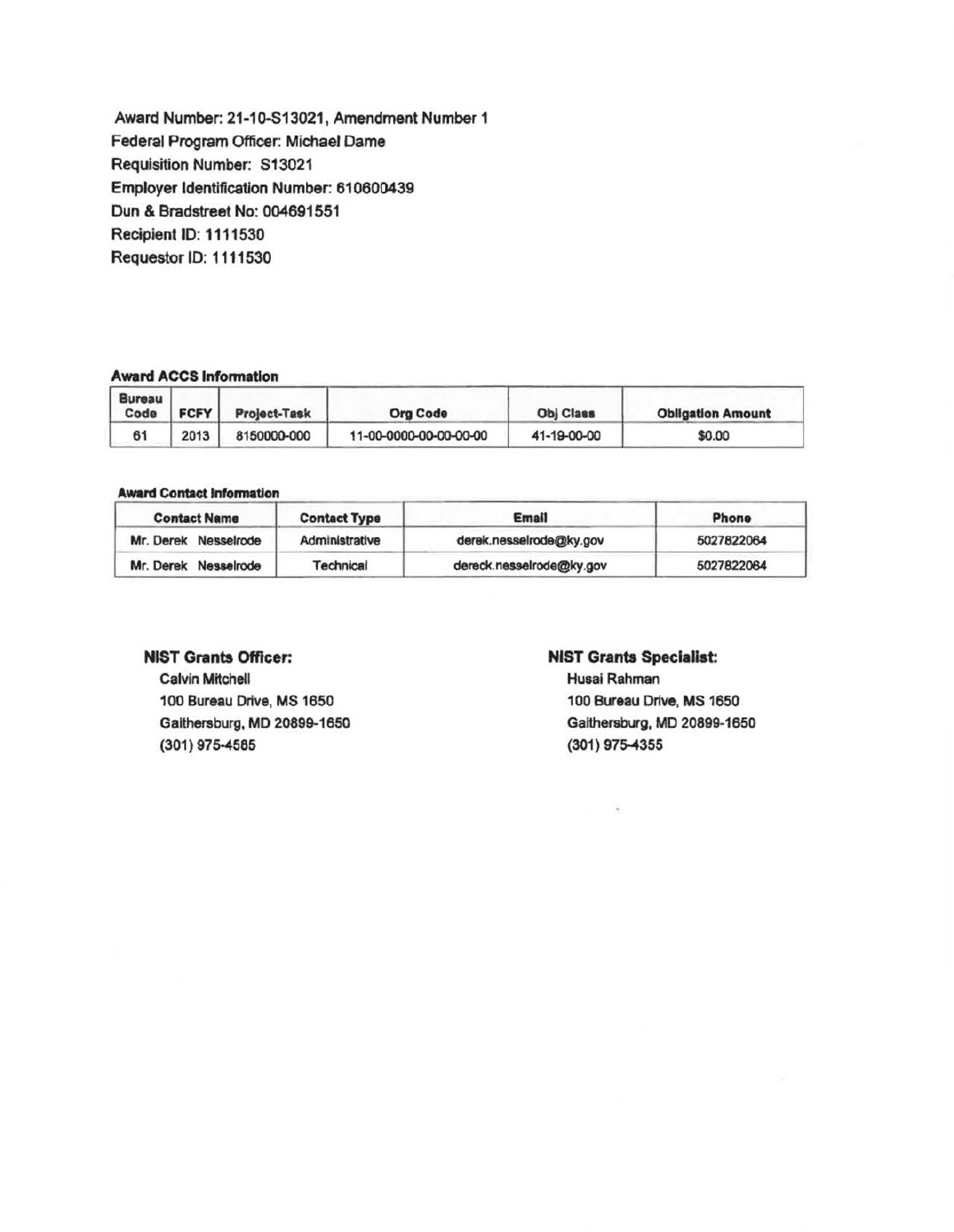Award Number: 21-10-S13021, Amendment Number 1
Federal Program Officer: Michael Dame
Requisition Number: S13021
Employer Identification Number: 610600439
Dun & Bradstreet No: 004691551
Recipient ID: 1111530
Requestor ID: 1111530

**Award ACCS Information**

| Bureau Code | FCFY | Project-Task | Org Code | Obj Class | Obligation Amount |
|---|---|---|---|---|---|
| 61 | 2013 | 8150000-000 | 11-00-0000-00-00-00-00 | 41-19-00-00 | $0.00 |

**Award Contact Information**

| Contact Name | Contact Type | Email | Phone |
|---|---|---|---|
| Mr. Derek Nesselrode | Administrative | derek.nesselrode@ky.gov | 5027822064 |
| Mr. Derek Nesselrode | Technical | dereck.nesselrode@ky.gov | 5027822064 |

**NIST Grants Officer:**
Calvin Mitchell
100 Bureau Drive, MS 1650
Gaithersburg, MD 20899-1650
(301) 975-4565

**NIST Grants Specialist:**
Husai Rahman
100 Bureau Drive, MS 1650
Gaithersburg, MD 20899-1650
(301) 975-4355